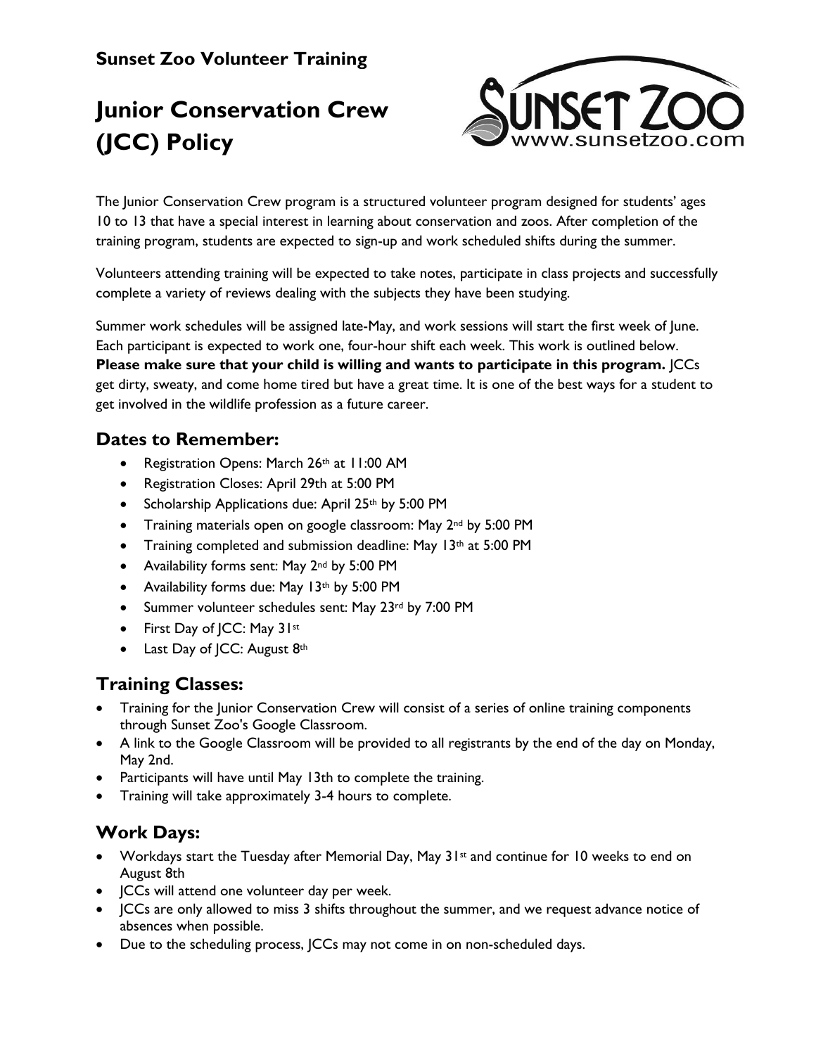**Sunset Zoo Volunteer Training**

# Junior Conservation Crew (JCC) Policy

The Junior Conservation Crew program is a structured volunteer program designed for students' ages 10 to 13 that have a special interest in learning about conservation and zoos. After completion of the training program, students are expected to sign-up and work scheduled shifts during the summer.

Volunteers attending training will be expected to take notes, participate in class projects and successfully complete a variety of reviews dealing with the subjects they have been studying.

Summer work schedules will be assigned late-May, and work sessions will start the first week of June. Each participant is expected to work one, four-hour shift each week. This work is outlined below. **Please make sure that your child is willing and wants to participate in this program.** JCCs get dirty, sweaty, and come home tired but have a great time. It is one of the best ways for a student to get involved in the wildlife profession as a future career.

## Dates to Remember:

- Registration Opens: March 26th at 11:00 AM
- Registration Closes: April 29th at 5:00 PM
- Scholarship Applications due: April 25th by 5:00 PM
- Training materials open on google classroom: May 2nd by 5:00 PM
- Training completed and submission deadline: May 13th at 5:00 PM
- Availability forms sent: May 2nd by 5:00 PM
- Availability forms due: May 13th by 5:00 PM
- Summer volunteer schedules sent: May 23rd by 7:00 PM
- First Day of JCC: May 31st
- Last Day of JCC: August 8th

## Training Classes:

- Training for the Junior Conservation Crew will consist of a series of online training components through Sunset Zoo's Google Classroom.
- A link to the Google Classroom will be provided to all registrants by the end of the day on Monday, May 2nd.
- Participants will have until May 13th to complete the training.
- Training will take approximately 3-4 hours to complete.

## Work Days:

- Workdays start the Tuesday after Memorial Day, May 31st and continue for 10 weeks to end on August 8th
- JCCs will attend one volunteer day per week.
- JCCs are only allowed to miss 3 shifts throughout the summer, and we request advance notice of absences when possible.
- Due to the scheduling process, JCCs may not come in on non-scheduled days.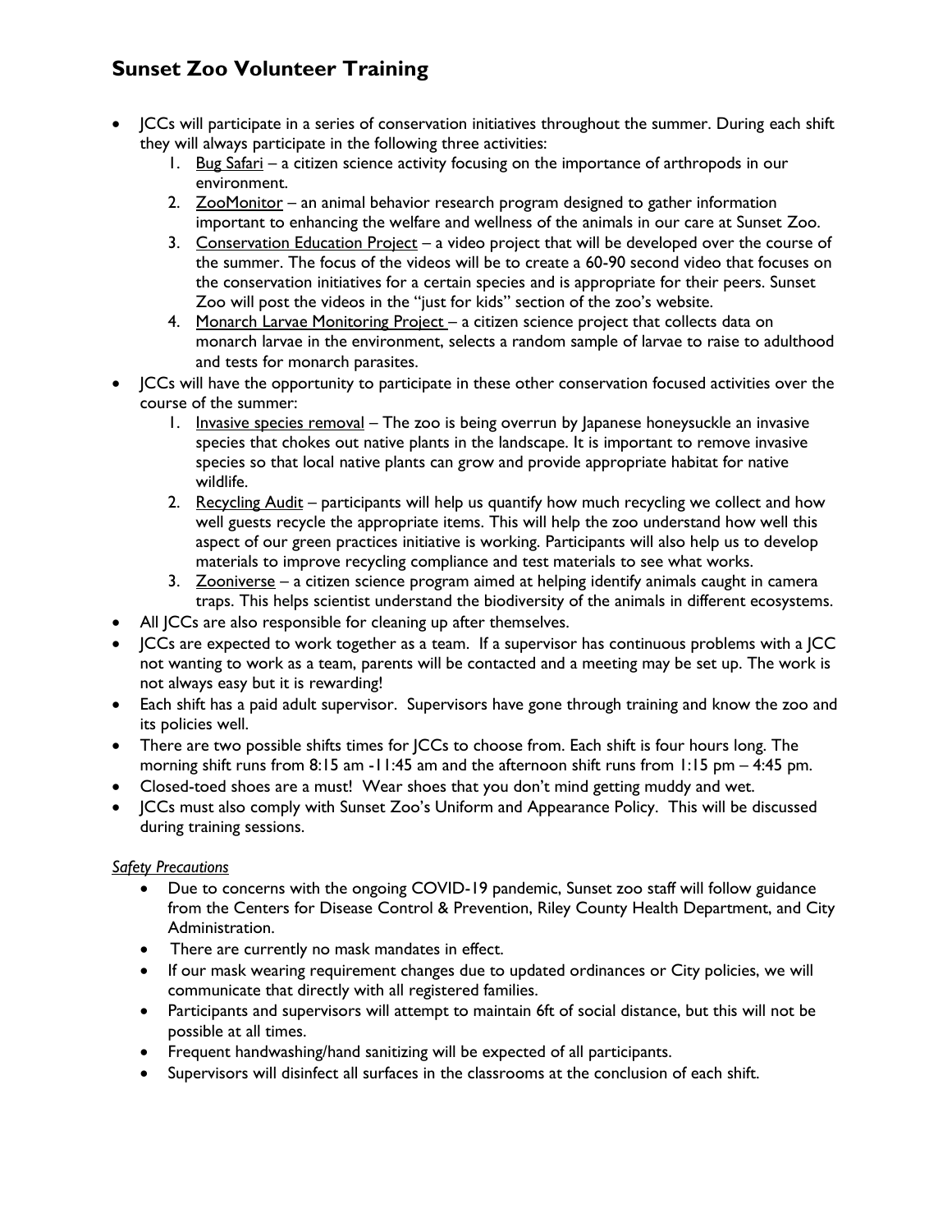## Sunset Zoo Volunteer Training

- JCCs will participate in a series of conservation initiatives throughout the summer. During each shift they will always participate in the following three activities:
  1. Bug Safari – a citizen science activity focusing on the importance of arthropods in our environment.
  2. ZooMonitor – an animal behavior research program designed to gather information important to enhancing the welfare and wellness of the animals in our care at Sunset Zoo.
  3. Conservation Education Project – a video project that will be developed over the course of the summer. The focus of the videos will be to create a 60-90 second video that focuses on the conservation initiatives for a certain species and is appropriate for their peers. Sunset Zoo will post the videos in the "just for kids" section of the zoo's website.
  4. Monarch Larvae Monitoring Project – a citizen science project that collects data on monarch larvae in the environment, selects a random sample of larvae to raise to adulthood and tests for monarch parasites.
- JCCs will have the opportunity to participate in these other conservation focused activities over the course of the summer:
  1. Invasive species removal – The zoo is being overrun by Japanese honeysuckle an invasive species that chokes out native plants in the landscape. It is important to remove invasive species so that local native plants can grow and provide appropriate habitat for native wildlife.
  2. Recycling Audit – participants will help us quantify how much recycling we collect and how well guests recycle the appropriate items. This will help the zoo understand how well this aspect of our green practices initiative is working. Participants will also help us to develop materials to improve recycling compliance and test materials to see what works.
  3. Zooniverse – a citizen science program aimed at helping identify animals caught in camera traps. This helps scientist understand the biodiversity of the animals in different ecosystems.
- All JCCs are also responsible for cleaning up after themselves.
- JCCs are expected to work together as a team. If a supervisor has continuous problems with a JCC not wanting to work as a team, parents will be contacted and a meeting may be set up. The work is not always easy but it is rewarding!
- Each shift has a paid adult supervisor. Supervisors have gone through training and know the zoo and its policies well.
- There are two possible shifts times for JCCs to choose from. Each shift is four hours long. The morning shift runs from 8:15 am -11:45 am and the afternoon shift runs from 1:15 pm – 4:45 pm.
- Closed-toed shoes are a must! Wear shoes that you don't mind getting muddy and wet.
- JCCs must also comply with Sunset Zoo's Uniform and Appearance Policy. This will be discussed during training sessions.

*Safety Precautions*

- Due to concerns with the ongoing COVID-19 pandemic, Sunset zoo staff will follow guidance from the Centers for Disease Control & Prevention, Riley County Health Department, and City Administration.
- There are currently no mask mandates in effect.
- If our mask wearing requirement changes due to updated ordinances or City policies, we will communicate that directly with all registered families.
- Participants and supervisors will attempt to maintain 6ft of social distance, but this will not be possible at all times.
- Frequent handwashing/hand sanitizing will be expected of all participants.
- Supervisors will disinfect all surfaces in the classrooms at the conclusion of each shift.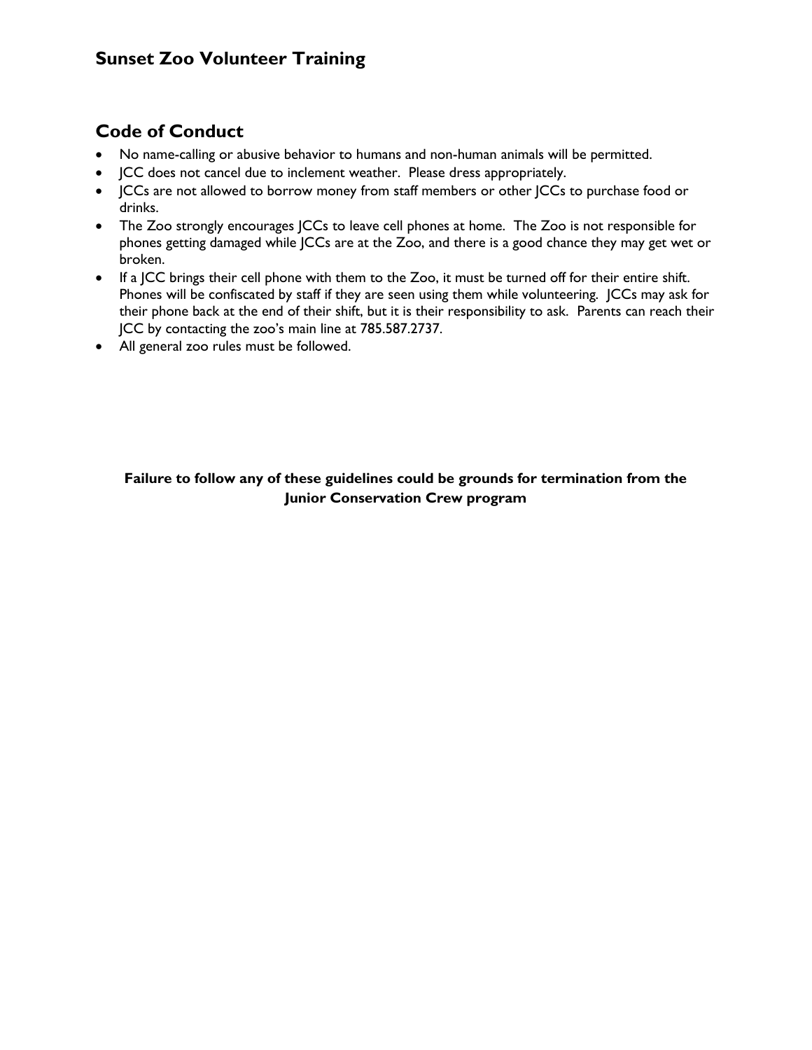## Sunset Zoo Volunteer Training

## Code of Conduct

- No name-calling or abusive behavior to humans and non-human animals will be permitted.
- JCC does not cancel due to inclement weather. Please dress appropriately.
- JCCs are not allowed to borrow money from staff members or other JCCs to purchase food or drinks.
- The Zoo strongly encourages JCCs to leave cell phones at home. The Zoo is not responsible for phones getting damaged while JCCs are at the Zoo, and there is a good chance they may get wet or broken.
- If a JCC brings their cell phone with them to the Zoo, it must be turned off for their entire shift. Phones will be confiscated by staff if they are seen using them while volunteering. JCCs may ask for their phone back at the end of their shift, but it is their responsibility to ask. Parents can reach their JCC by contacting the zoo's main line at 785.587.2737.
- All general zoo rules must be followed.

**Failure to follow any of these guidelines could be grounds for termination from the Junior Conservation Crew program**